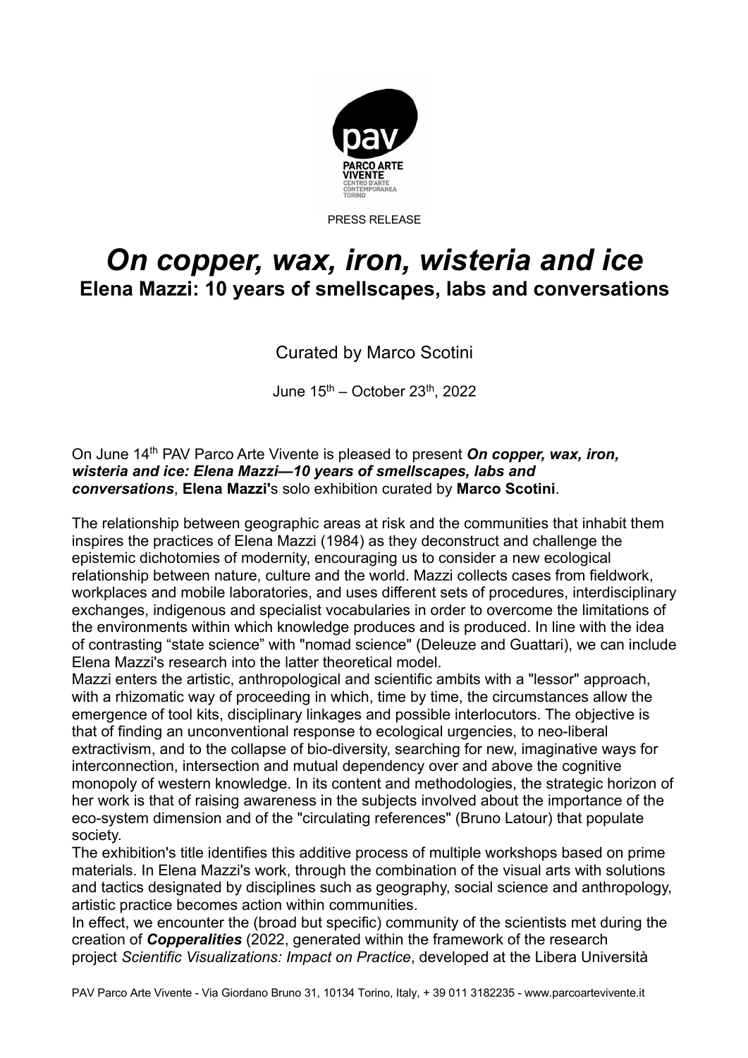PARCO ARTE VIVENTE
CENTRO D'ARTE CONTEMPORANEA TORINO

PRESS RELEASE

# *On copper, wax, iron, wisteria and ice*

## Elena Mazzi: 10 years of smellscapes, labs and conversations

Curated by Marco Scotini

June 15th – October 23th, 2022

On June 14th PAV Parco Arte Vivente is pleased to present ***On copper, wax, iron, wisteria and ice: Elena Mazzi—10 years of smellscapes, labs and conversations***, **Elena Mazzi**'s solo exhibition curated by **Marco Scotini**.

The relationship between geographic areas at risk and the communities that inhabit them inspires the practices of Elena Mazzi (1984) as they deconstruct and challenge the epistemic dichotomies of modernity, encouraging us to consider a new ecological relationship between nature, culture and the world. Mazzi collects cases from fieldwork, workplaces and mobile laboratories, and uses different sets of procedures, interdisciplinary exchanges, indigenous and specialist vocabularies in order to overcome the limitations of the environments within which knowledge produces and is produced. In line with the idea of contrasting "state science" with "nomad science" (Deleuze and Guattari), we can include Elena Mazzi's research into the latter theoretical model.

Mazzi enters the artistic, anthropological and scientific ambits with a "lessor" approach, with a rhizomatic way of proceeding in which, time by time, the circumstances allow the emergence of tool kits, disciplinary linkages and possible interlocutors. The objective is that of finding an unconventional response to ecological urgencies, to neo-liberal extractivism, and to the collapse of bio-diversity, searching for new, imaginative ways for interconnection, intersection and mutual dependency over and above the cognitive monopoly of western knowledge. In its content and methodologies, the strategic horizon of her work is that of raising awareness in the subjects involved about the importance of the eco-system dimension and of the "circulating references" (Bruno Latour) that populate society.

The exhibition's title identifies this additive process of multiple workshops based on prime materials. In Elena Mazzi's work, through the combination of the visual arts with solutions and tactics designated by disciplines such as geography, social science and anthropology, artistic practice becomes action within communities.

In effect, we encounter the (broad but specific) community of the scientists met during the creation of ***Copperalities*** (2022, generated within the framework of the research project *Scientific Visualizations: Impact on Practice*, developed at the Libera Università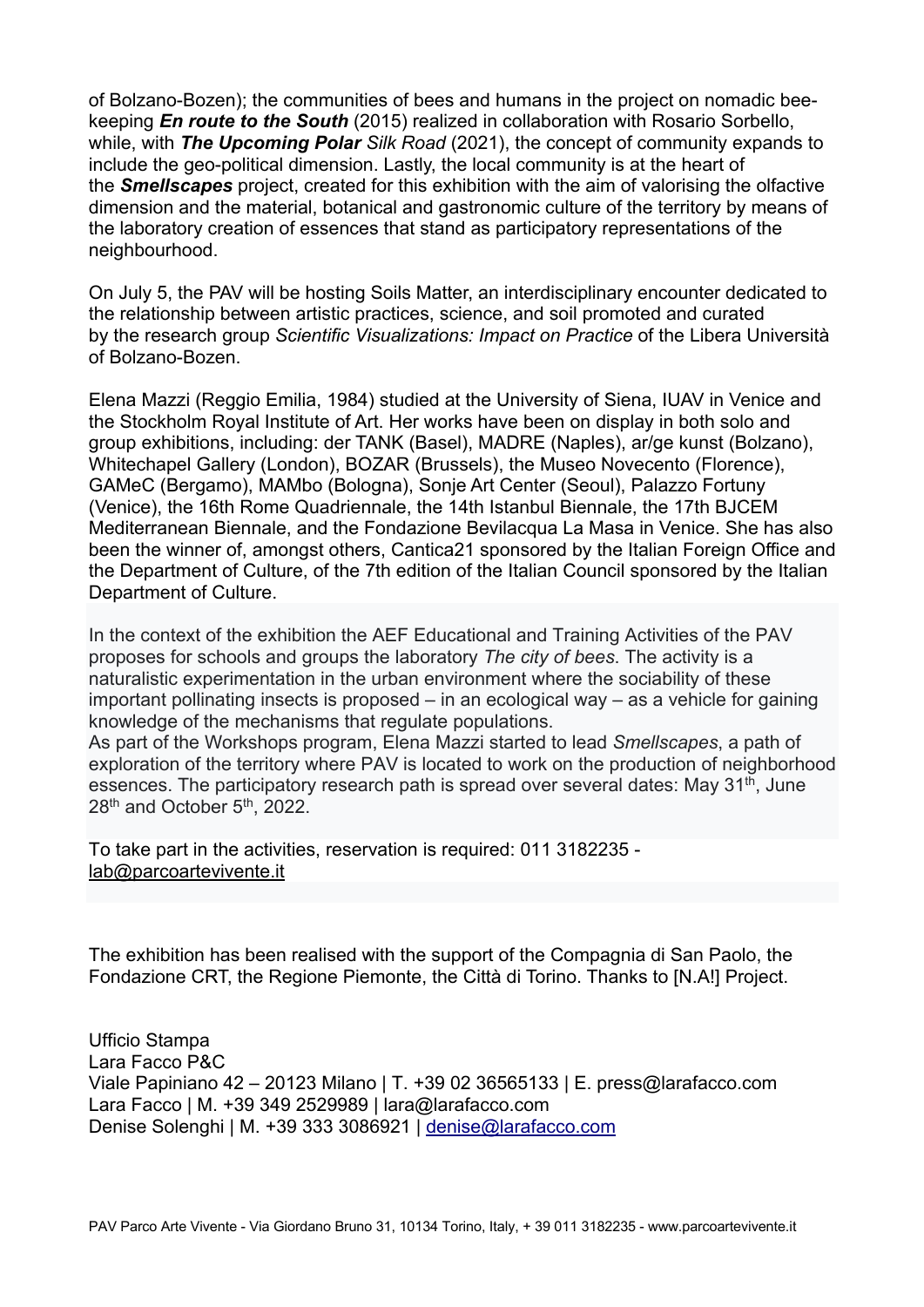of Bolzano-Bozen); the communities of bees and humans in the project on nomadic bee-keeping ***En route to the South*** (2015) realized in collaboration with Rosario Sorbello, while, with ***The Upcoming Polar*** *Silk Road* (2021), the concept of community expands to include the geo-political dimension. Lastly, the local community is at the heart of the ***Smellscapes*** project, created for this exhibition with the aim of valorising the olfactive dimension and the material, botanical and gastronomic culture of the territory by means of the laboratory creation of essences that stand as participatory representations of the neighbourhood.

On July 5, the PAV will be hosting Soils Matter, an interdisciplinary encounter dedicated to the relationship between artistic practices, science, and soil promoted and curated by the research group *Scientific Visualizations: Impact on Practice* of the Libera Università of Bolzano-Bozen.

Elena Mazzi (Reggio Emilia, 1984) studied at the University of Siena, IUAV in Venice and the Stockholm Royal Institute of Art. Her works have been on display in both solo and group exhibitions, including: der TANK (Basel), MADRE (Naples), ar/ge kunst (Bolzano), Whitechapel Gallery (London), BOZAR (Brussels), the Museo Novecento (Florence), GAMeC (Bergamo), MAMbo (Bologna), Sonje Art Center (Seoul), Palazzo Fortuny (Venice), the 16th Rome Quadriennale, the 14th Istanbul Biennale, the 17th BJCEM Mediterranean Biennale, and the Fondazione Bevilacqua La Masa in Venice. She has also been the winner of, amongst others, Cantica21 sponsored by the Italian Foreign Office and the Department of Culture, of the 7th edition of the Italian Council sponsored by the Italian Department of Culture.

In the context of the exhibition the AEF Educational and Training Activities of the PAV proposes for schools and groups the laboratory *The city of bees*. The activity is a naturalistic experimentation in the urban environment where the sociability of these important pollinating insects is proposed – in an ecological way – as a vehicle for gaining knowledge of the mechanisms that regulate populations.
As part of the Workshops program, Elena Mazzi started to lead *Smellscapes*, a path of exploration of the territory where PAV is located to work on the production of neighborhood essences. The participatory research path is spread over several dates: May 31th, June 28th and October 5th, 2022.

To take part in the activities, reservation is required: 011 3182235 - lab@parcoartevivente.it

The exhibition has been realised with the support of the Compagnia di San Paolo, the Fondazione CRT, the Regione Piemonte, the Città di Torino. Thanks to [N.A!] Project.

Ufficio Stampa
Lara Facco P&C
Viale Papiniano 42 – 20123 Milano | T. +39 02 36565133 | E. press@larafacco.com
Lara Facco | M. +39 349 2529989 | lara@larafacco.com
Denise Solenghi | M. +39 333 3086921 | denise@larafacco.com

PAV Parco Arte Vivente - Via Giordano Bruno 31, 10134 Torino, Italy, + 39 011 3182235 - www.parcoartevivente.it